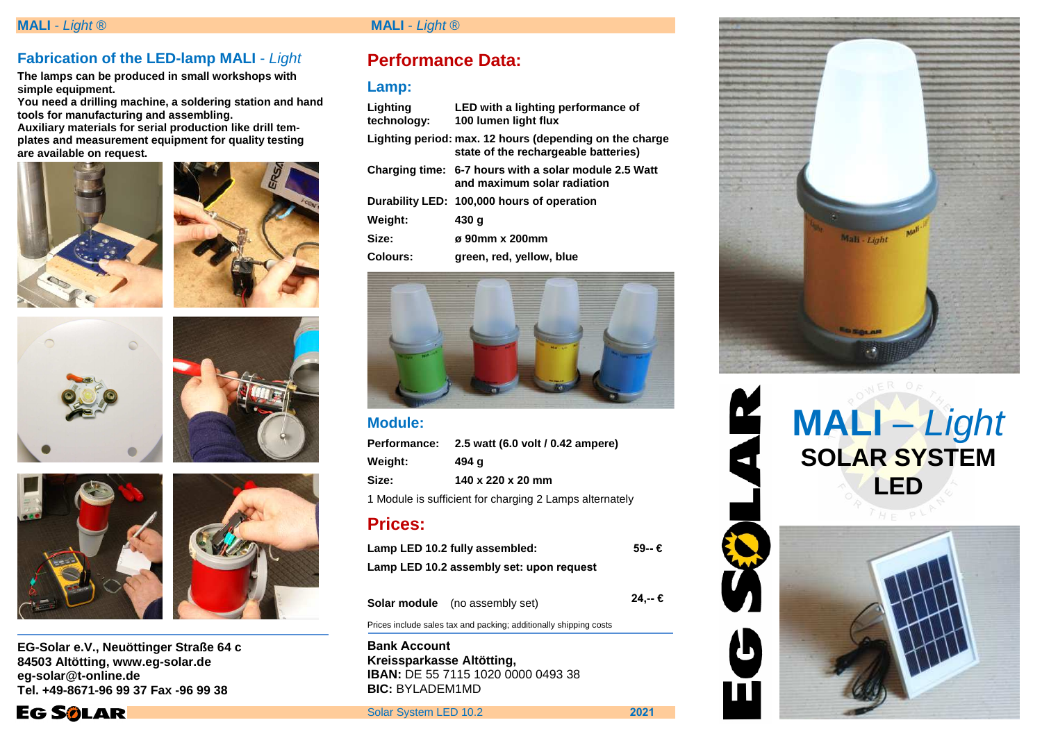## Fabrication of the LED-lamp MALI - *Light*

**The lamps can be produced in small workshops with simple equipment.**
**You need a drilling machine, a soldering station and hand tools for manufacturing and assembling.**
**Auxiliary materials for serial production like drill templates and measurement equipment for quality testing are available on request.**

**EG-Solar e.V., Neuöttinger Straße 64 c**
**84503 Altötting, www.eg-solar.de**
**eg-solar@t-online.de**
**Tel. +49-8671-96 99 37 Fax -96 99 38**

# Performance Data:

## Lamp:

| | |
|---|---|
| **Lighting technology:** | **LED with a lighting performance of 100 lumen light flux** |
| **Lighting period:** | **max. 12 hours (depending on the charge state of the rechargeable batteries)** |
| **Charging time:** | **6-7 hours with a solar module 2.5 Watt and maximum solar radiation** |
| **Durability LED:** | **100,000 hours of operation** |
| **Weight:** | **430 g** |
| **Size:** | **ø 90mm x 200mm** |
| **Colours:** | **green, red, yellow, blue** |

## Module:

| | |
|---|---|
| **Performance:** | **2.5 watt (6.0 volt / 0.42 ampere)** |
| **Weight:** | **494 g** |
| **Size:** | **140 x 220 x 20 mm** |

1 Module is sufficient for charging 2 Lamps alternately

# Prices:

| | |
|---|---|
| **Lamp LED 10.2 fully assembled:** | **59-- €** |
| **Lamp LED 10.2 assembly set: upon request** | |
| **Solar module** (no assembly set) | **24,-- €** |

Prices include sales tax and packing; additionally shipping costs

**Bank Account**
**Kreissparkasse Altötting,**
**IBAN:** DE 55 7115 1020 0000 0493 38
**BIC:** BYLADEM1MD

Solar System LED 10.2 **2021**

# MALI – *Light*
## SOLAR SYSTEM LED

EG SOLAR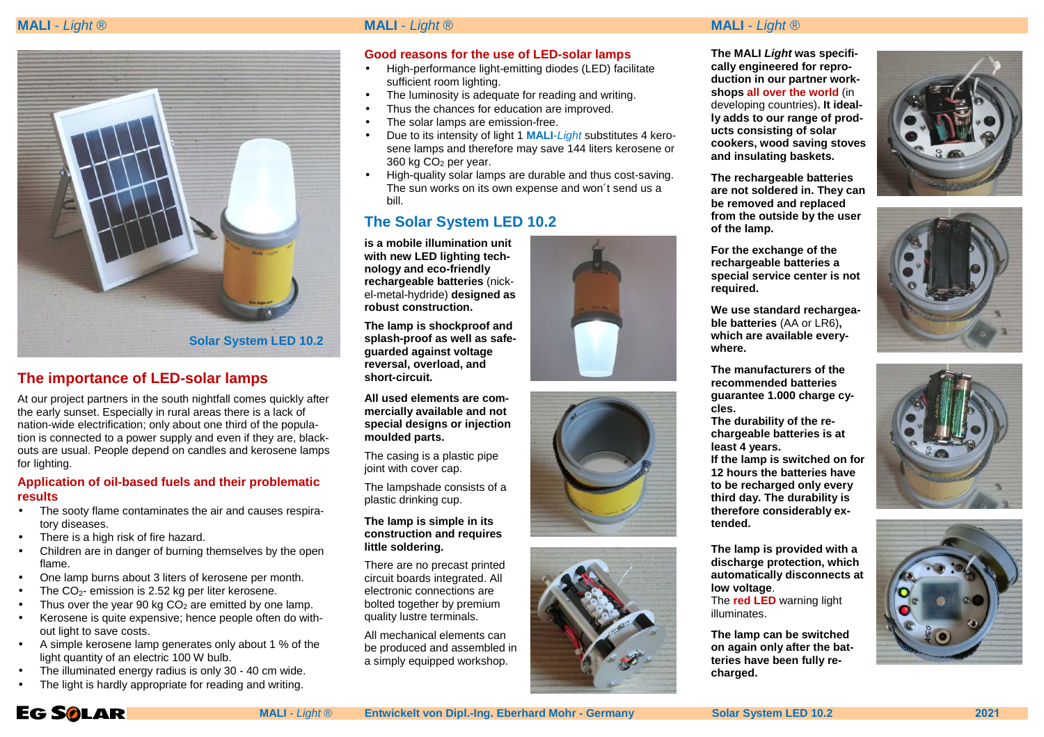Solar System LED 10.2

## The importance of LED-solar lamps

At our project partners in the south nightfall comes quickly after the early sunset. Especially in rural areas there is a lack of nation-wide electrification; only about one third of the population is connected to a power supply and even if they are, blackouts are usual. People depend on candles and kerosene lamps for lighting.

### Application of oil-based fuels and their problematic results

- The sooty flame contaminates the air and causes respiratory diseases.
- There is a high risk of fire hazard.
- Children are in danger of burning themselves by the open flame.
- One lamp burns about 3 liters of kerosene per month.
- The $CO_2$- emission is 2.52 kg per liter kerosene.
- Thus over the year 90 kg $CO_2$ are emitted by one lamp.
- Kerosene is quite expensive; hence people often do without light to save costs.
- A simple kerosene lamp generates only about 1 % of the light quantity of an electric 100 W bulb.
- The illuminated energy radius is only 30 - 40 cm wide.
- The light is hardly appropriate for reading and writing.

### Good reasons for the use of LED-solar lamps

- High-performance light-emitting diodes (LED) facilitate sufficient room lighting.
- The luminosity is adequate for reading and writing.
- Thus the chances for education are improved.
- The solar lamps are emission-free.
- Due to its intensity of light 1 **MALI**-*Light* substitutes 4 kerosene lamps and therefore may save 144 liters kerosene or 360 kg $CO_2$ per year.
- High-quality solar lamps are durable and thus cost-saving. The sun works on its own expense and won´t send us a bill.

## The Solar System LED 10.2

**is a mobile illumination unit with new LED lighting technology and eco-friendly rechargeable batteries** (nickel-metal-hydride) **designed as robust construction.**

**The lamp is shockproof and splash-proof as well as safeguarded against voltage reversal, overload, and short-circuit.**

**All used elements are commercially available and not special designs or injection moulded parts.**

The casing is a plastic pipe joint with cover cap.

The lampshade consists of a plastic drinking cup.

**The lamp is simple in its construction and requires little soldering.**

There are no precast printed circuit boards integrated. All electronic connections are bolted together by premium quality lustre terminals.

All mechanical elements can be produced and assembled in a simply equipped workshop.

**The MALI *Light* was specifically engineered for reproduction in our partner workshops all over the world** (in developing countries). **It ideally adds to our range of products consisting of solar cookers, wood saving stoves and insulating baskets.**

**The rechargeable batteries are not soldered in. They can be removed and replaced from the outside by the user of the lamp.**

**For the exchange of the rechargeable batteries a special service center is not required.**

**We use standard rechargeable batteries** (AA or LR6)**, which are available everywhere.**

**The manufacturers of the recommended batteries guarantee 1.000 charge cycles.**
**The durability of the rechargeable batteries is at least 4 years.**
**If the lamp is switched on for 12 hours the batteries have to be recharged only every third day. The durability is therefore considerably extended.**

**The lamp is provided with a discharge protection, which automatically disconnects at low voltage**.
The **red LED** warning light illuminates.

**The lamp can be switched on again only after the batteries have been fully recharged.**

EG SOLAR — MALI - *Light* ® — Entwickelt von Dipl.-Ing. Eberhard Mohr - Germany — Solar System LED 10.2 — 2021